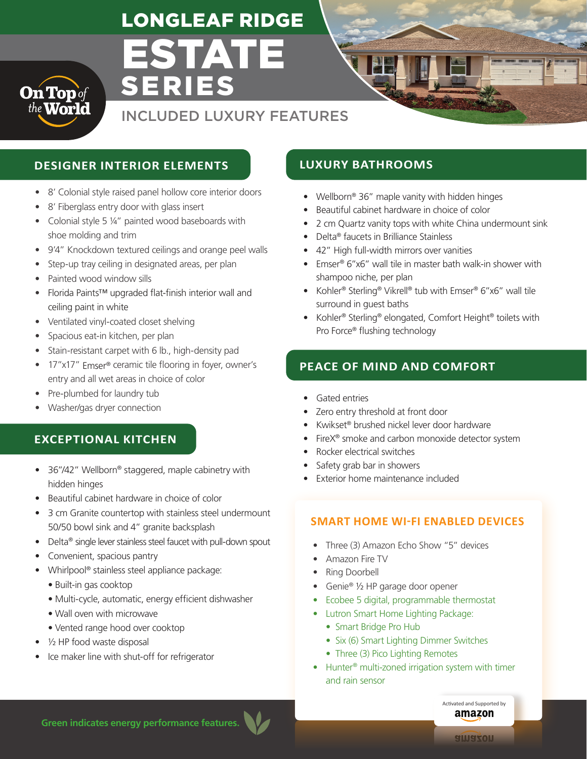# LONGLEAF RIDGE ESTATE SERIES

On Top of the World

## INCLUDED LUXURY FEATURES

### DESIGNER INTERIOR ELEMENTS

- 8′ Colonial style raised panel hollow core interior doors
- 8′ Fiberglass entry door with glass insert
- Colonial style 5 ¼″ painted wood baseboards with shoe molding and trim
- 9′4″ Knockdown textured ceilings and orange peel walls
- Step-up tray ceiling in designated areas, per plan
- Painted wood window sills
- Florida Paints™ upgraded flat-finish interior wall and ceiling paint in white
- Ventilated vinyl-coated closet shelving
- Spacious eat-in kitchen, per plan
- Stain-resistant carpet with 6 lb., high-density pad
- 17″x17″ Emser® ceramic tile flooring in foyer, owner's entry and all wet areas in choice of color
- Pre-plumbed for laundry tub
- Washer/gas dryer connection

### EXCEPTIONAL KITCHEN

- 36″/42″ Wellborn® staggered, maple cabinetry with hidden hinges
- Beautiful cabinet hardware in choice of color
- 3 cm Granite countertop with stainless steel undermount 50/50 bowl sink and 4″ granite backsplash
- Delta® single lever stainless steel faucet with pull-down spout
- Convenient, spacious pantry
- Whirlpool® stainless steel appliance package:
  - Built-in gas cooktop
  - Multi-cycle, automatic, energy efficient dishwasher
  - Wall oven with microwave
  - Vented range hood over cooktop
- ½ HP food waste disposal
- Ice maker line with shut-off for refrigerator

### LUXURY BATHROOMS

- Wellborn® 36″ maple vanity with hidden hinges
- Beautiful cabinet hardware in choice of color
- 2 cm Quartz vanity tops with white China undermount sink
- Delta® faucets in Brilliance Stainless
- 42″ High full-width mirrors over vanities
- Emser® 6″x6″ wall tile in master bath walk-in shower with shampoo niche, per plan
- Kohler® Sterling® Vikrell® tub with Emser® 6″x6″ wall tile surround in guest baths
- Kohler® Sterling® elongated, Comfort Height® toilets with Pro Force® flushing technology

### PEACE OF MIND AND COMFORT

- Gated entries
- Zero entry threshold at front door
- Kwikset® brushed nickel lever door hardware
- FireX® smoke and carbon monoxide detector system
- Rocker electrical switches
- Safety grab bar in showers
- Exterior home maintenance included

### SMART HOME WI-FI ENABLED DEVICES

- Three (3) Amazon Echo Show "5" devices
- Amazon Fire TV
- Ring Doorbell
- Genie® ½ HP garage door opener
- Ecobee 5 digital, programmable thermostat
- Lutron Smart Home Lighting Package:
  - Smart Bridge Pro Hub
  - Six (6) Smart Lighting Dimmer Switches
  - Three (3) Pico Lighting Remotes
- Hunter® multi-zoned irrigation system with timer and rain sensor

Activated and Supported by amazon

**Green indicates energy performance features.**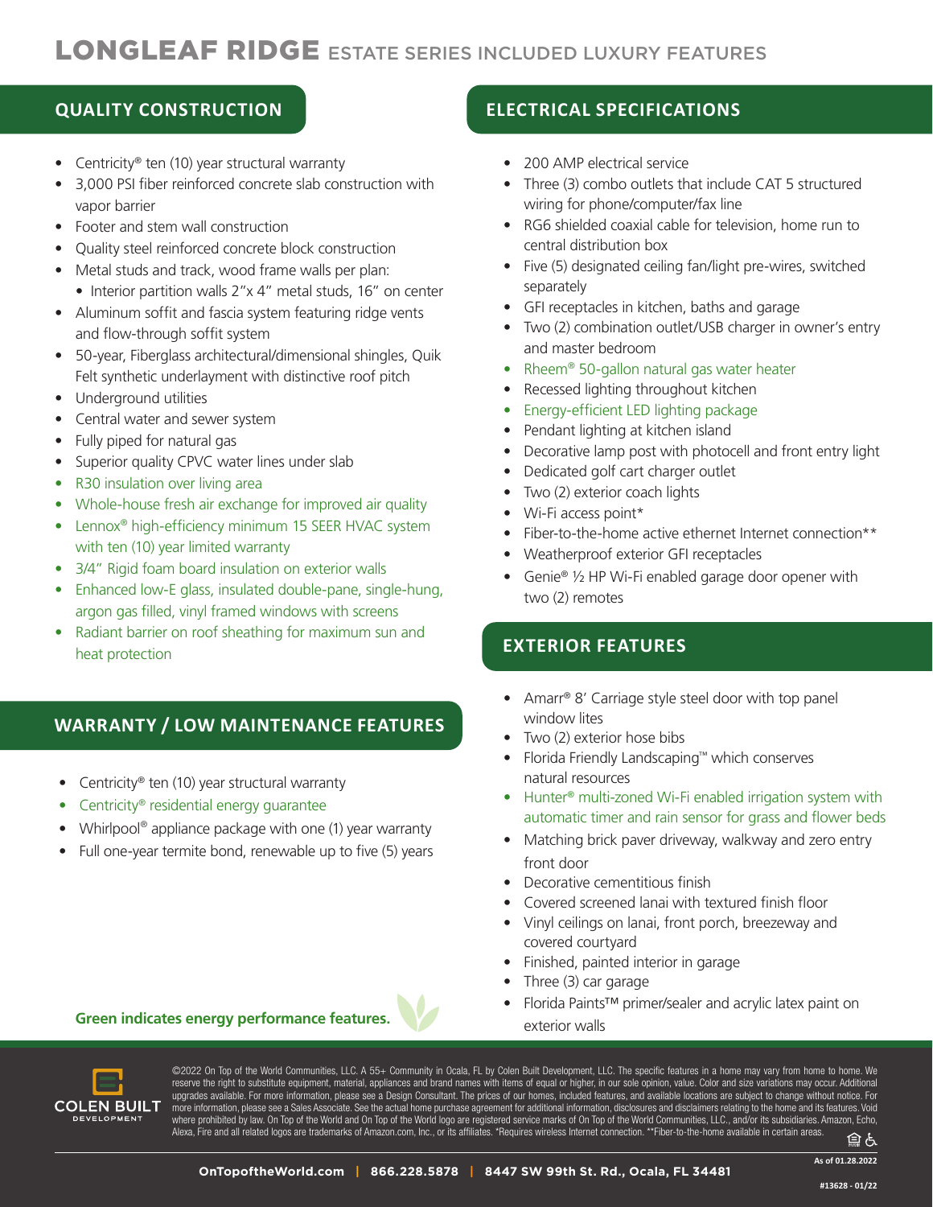# LONGLEAF RIDGE ESTATE SERIES INCLUDED LUXURY FEATURES

## QUALITY CONSTRUCTION

- Centricity® ten (10) year structural warranty
- 3,000 PSI fiber reinforced concrete slab construction with vapor barrier
- Footer and stem wall construction
- Quality steel reinforced concrete block construction
- Metal studs and track, wood frame walls per plan:
  - Interior partition walls 2"x 4" metal studs, 16" on center
- Aluminum soffit and fascia system featuring ridge vents and flow-through soffit system
- 50-year, Fiberglass architectural/dimensional shingles, Quik Felt synthetic underlayment with distinctive roof pitch
- Underground utilities
- Central water and sewer system
- Fully piped for natural gas
- Superior quality CPVC water lines under slab
- R30 insulation over living area
- Whole-house fresh air exchange for improved air quality
- Lennox® high-efficiency minimum 15 SEER HVAC system with ten (10) year limited warranty
- 3/4" Rigid foam board insulation on exterior walls
- Enhanced low-E glass, insulated double-pane, single-hung, argon gas filled, vinyl framed windows with screens
- Radiant barrier on roof sheathing for maximum sun and heat protection

## WARRANTY / LOW MAINTENANCE FEATURES

- Centricity® ten (10) year structural warranty
- Centricity® residential energy guarantee
- Whirlpool® appliance package with one (1) year warranty
- Full one-year termite bond, renewable up to five (5) years

**Green indicates energy performance features.**

## ELECTRICAL SPECIFICATIONS

- 200 AMP electrical service
- Three (3) combo outlets that include CAT 5 structured wiring for phone/computer/fax line
- RG6 shielded coaxial cable for television, home run to central distribution box
- Five (5) designated ceiling fan/light pre-wires, switched separately
- GFI receptacles in kitchen, baths and garage
- Two (2) combination outlet/USB charger in owner's entry and master bedroom
- Rheem® 50-gallon natural gas water heater
- Recessed lighting throughout kitchen
- Energy-efficient LED lighting package
- Pendant lighting at kitchen island
- Decorative lamp post with photocell and front entry light
- Dedicated golf cart charger outlet
- Two (2) exterior coach lights
- Wi-Fi access point*
- Fiber-to-the-home active ethernet Internet connection**
- Weatherproof exterior GFI receptacles
- Genie® ½ HP Wi-Fi enabled garage door opener with two (2) remotes

## EXTERIOR FEATURES

- Amarr® 8' Carriage style steel door with top panel window lites
- Two (2) exterior hose bibs
- Florida Friendly Landscaping™ which conserves natural resources
- Hunter® multi-zoned Wi-Fi enabled irrigation system with automatic timer and rain sensor for grass and flower beds
- Matching brick paver driveway, walkway and zero entry front door
- Decorative cementitious finish
- Covered screened lanai with textured finish floor
- Vinyl ceilings on lanai, front porch, breezeway and covered courtyard
- Finished, painted interior in garage
- Three (3) car garage
- Florida Paints™ primer/sealer and acrylic latex paint on exterior walls

COLEN BUILT DEVELOPMENT

©2022 On Top of the World Communities, LLC. A 55+ Community in Ocala, FL by Colen Built Development, LLC. The specific features in a home may vary from home to home. We reserve the right to substitute equipment, material, appliances and brand names with items of equal or higher, in our sole opinion, value. Color and size variations may occur. Additional upgrades available. For more information, please see a Design Consultant. The prices of our homes, included features, and available locations are subject to change without notice. For more information, please see a Sales Associate. See the actual home purchase agreement for additional information, disclosures and disclaimers relating to the home and its features. Void where prohibited by law. On Top of the World and On Top of the World logo are registered service marks of On Top of the World Communities, LLC., and/or its subsidiaries. Amazon, Echo, Alexa, Fire and all related logos are trademarks of Amazon.com, Inc., or its affiliates. *Requires wireless Internet connection. **Fiber-to-the-home available in certain areas.

As of 01.28.2022

OnTopoftheWorld.com | 866.228.5878 | 8447 SW 99th St. Rd., Ocala, FL 34481

#13628 - 01/22